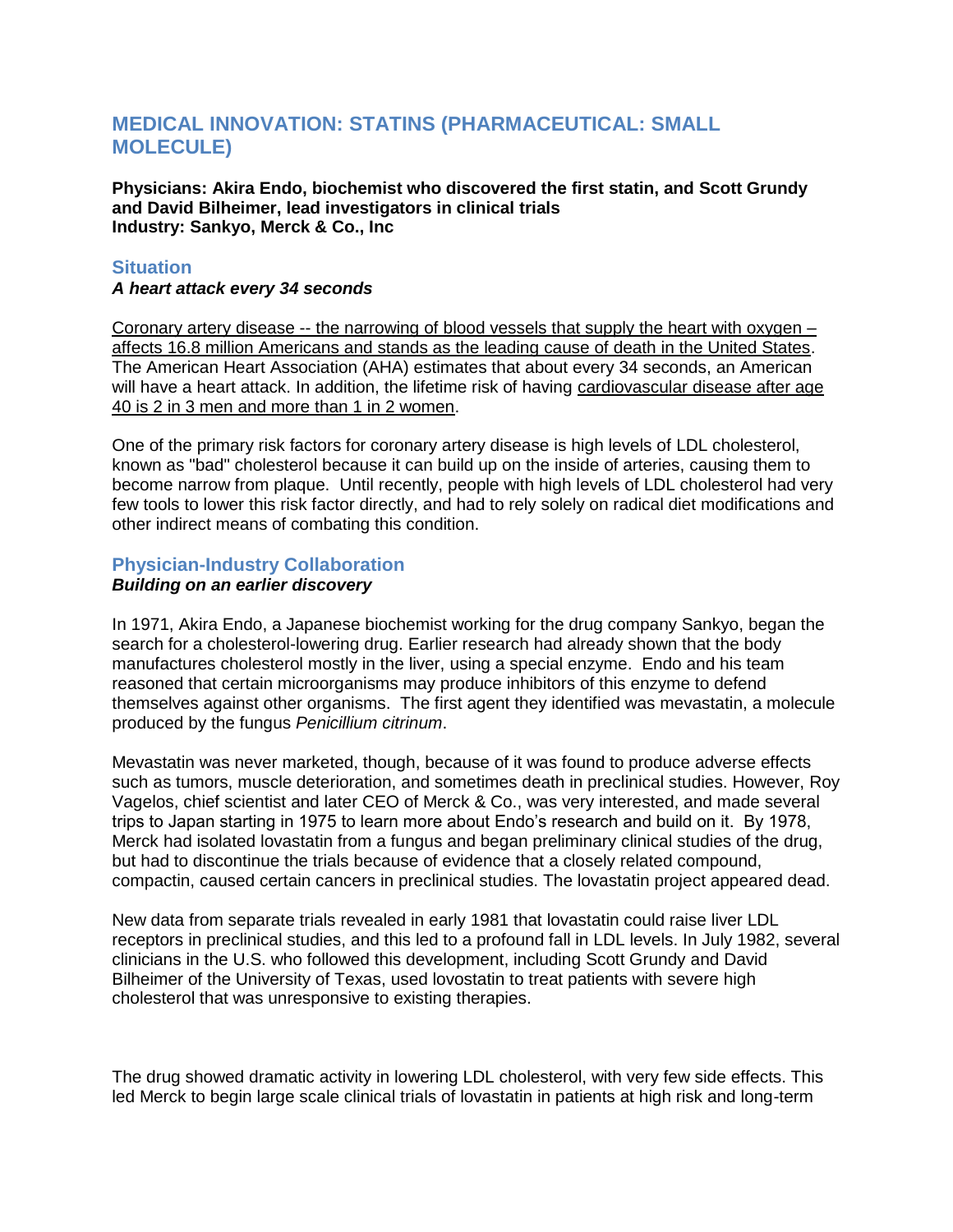# MEDICAL INNOVATION: STATINS (PHARMACEUTICAL: SMALL MOLECULE)

**Physicians: Akira Endo, biochemist who discovered the first statin, and Scott Grundy and David Bilheimer, lead investigators in clinical trials**
**Industry: Sankyo, Merck & Co., Inc**

## Situation

***A heart attack every 34 seconds***

Coronary artery disease -- the narrowing of blood vessels that supply the heart with oxygen – affects 16.8 million Americans and stands as the leading cause of death in the United States. The American Heart Association (AHA) estimates that about every 34 seconds, an American will have a heart attack. In addition, the lifetime risk of having cardiovascular disease after age 40 is 2 in 3 men and more than 1 in 2 women.

One of the primary risk factors for coronary artery disease is high levels of LDL cholesterol, known as "bad" cholesterol because it can build up on the inside of arteries, causing them to become narrow from plaque. Until recently, people with high levels of LDL cholesterol had very few tools to lower this risk factor directly, and had to rely solely on radical diet modifications and other indirect means of combating this condition.

## Physician-Industry Collaboration

***Building on an earlier discovery***

In 1971, Akira Endo, a Japanese biochemist working for the drug company Sankyo, began the search for a cholesterol-lowering drug. Earlier research had already shown that the body manufactures cholesterol mostly in the liver, using a special enzyme. Endo and his team reasoned that certain microorganisms may produce inhibitors of this enzyme to defend themselves against other organisms. The first agent they identified was mevastatin, a molecule produced by the fungus *Penicillium citrinum*.

Mevastatin was never marketed, though, because of it was found to produce adverse effects such as tumors, muscle deterioration, and sometimes death in preclinical studies. However, Roy Vagelos, chief scientist and later CEO of Merck & Co., was very interested, and made several trips to Japan starting in 1975 to learn more about Endo's research and build on it. By 1978, Merck had isolated lovastatin from a fungus and began preliminary clinical studies of the drug, but had to discontinue the trials because of evidence that a closely related compound, compactin, caused certain cancers in preclinical studies. The lovastatin project appeared dead.

New data from separate trials revealed in early 1981 that lovastatin could raise liver LDL receptors in preclinical studies, and this led to a profound fall in LDL levels. In July 1982, several clinicians in the U.S. who followed this development, including Scott Grundy and David Bilheimer of the University of Texas, used lovostatin to treat patients with severe high cholesterol that was unresponsive to existing therapies.

The drug showed dramatic activity in lowering LDL cholesterol, with very few side effects. This led Merck to begin large scale clinical trials of lovastatin in patients at high risk and long-term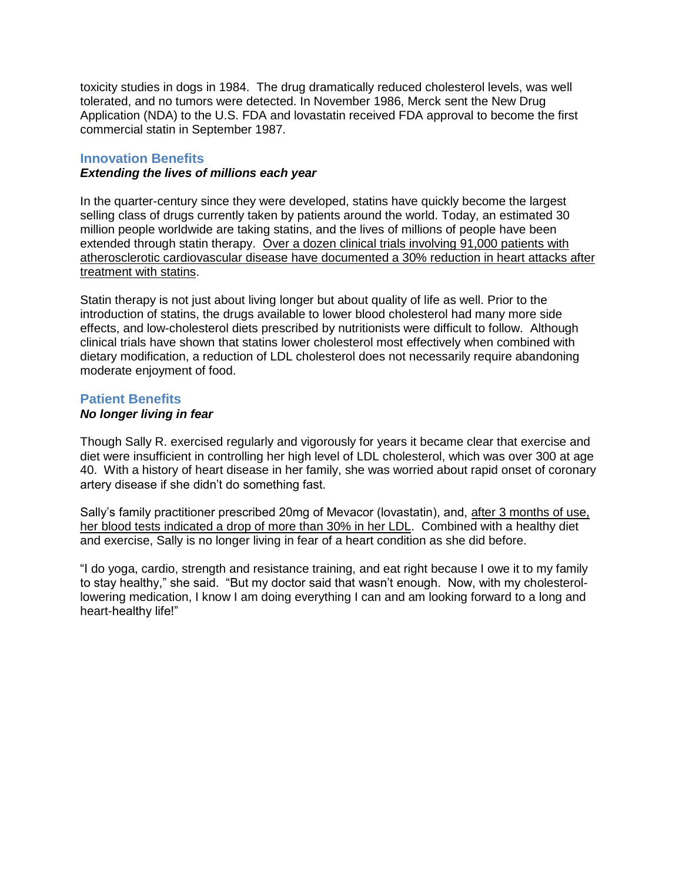toxicity studies in dogs in 1984. The drug dramatically reduced cholesterol levels, was well tolerated, and no tumors were detected. In November 1986, Merck sent the New Drug Application (NDA) to the U.S. FDA and lovastatin received FDA approval to become the first commercial statin in September 1987.

## Innovation Benefits

***Extending the lives of millions each year***

In the quarter-century since they were developed, statins have quickly become the largest selling class of drugs currently taken by patients around the world. Today, an estimated 30 million people worldwide are taking statins, and the lives of millions of people have been extended through statin therapy. Over a dozen clinical trials involving 91,000 patients with atherosclerotic cardiovascular disease have documented a 30% reduction in heart attacks after treatment with statins.

Statin therapy is not just about living longer but about quality of life as well. Prior to the introduction of statins, the drugs available to lower blood cholesterol had many more side effects, and low-cholesterol diets prescribed by nutritionists were difficult to follow. Although clinical trials have shown that statins lower cholesterol most effectively when combined with dietary modification, a reduction of LDL cholesterol does not necessarily require abandoning moderate enjoyment of food.

## Patient Benefits

***No longer living in fear***

Though Sally R. exercised regularly and vigorously for years it became clear that exercise and diet were insufficient in controlling her high level of LDL cholesterol, which was over 300 at age 40. With a history of heart disease in her family, she was worried about rapid onset of coronary artery disease if she didn't do something fast.

Sally's family practitioner prescribed 20mg of Mevacor (lovastatin), and, after 3 months of use, her blood tests indicated a drop of more than 30% in her LDL. Combined with a healthy diet and exercise, Sally is no longer living in fear of a heart condition as she did before.

"I do yoga, cardio, strength and resistance training, and eat right because I owe it to my family to stay healthy," she said. "But my doctor said that wasn't enough. Now, with my cholesterol-lowering medication, I know I am doing everything I can and am looking forward to a long and heart-healthy life!"